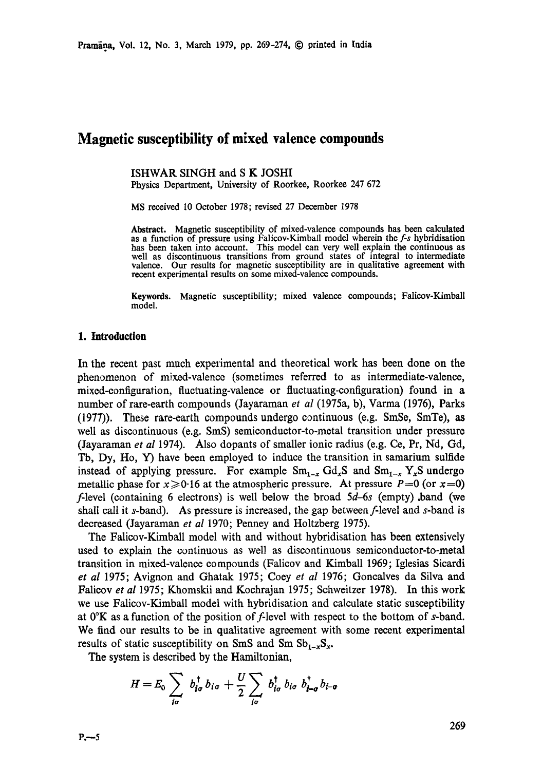# Magnetic susceptibility of mixed valence compounds

ISHWAR SINGH and S K JOSHI
Physics Department, University of Roorkee, Roorkee 247 672

MS received 10 October 1978; revised 27 December 1978

**Abstract.** Magnetic susceptibility of mixed-valence compounds has been calculated as a function of pressure using Falicov-Kimball model wherein the $f$-$s$ hybridisation has been taken into account. This model can very well explain the continuous as well as discontinuous transitions from ground states of integral to intermediate valence. Our results for magnetic susceptibility are in qualitative agreement with recent experimental results on some mixed-valence compounds.

**Keywords.** Magnetic susceptibility; mixed valence compounds; Falicov-Kimball model.

## 1. Introduction

In the recent past much experimental and theoretical work has been done on the phenomenon of mixed-valence (sometimes referred to as intermediate-valence, mixed-configuration, fluctuating-valence or fluctuating-configuration) found in a number of rare-earth compounds (Jayaraman *et al* (1975a, b), Varma (1976), Parks (1977)). These rare-earth compounds undergo continuous (e.g. SmSe, SmTe), as well as discontinuous (e.g. SmS) semiconductor-to-metal transition under pressure (Jayaraman *et al* 1974). Also dopants of smaller ionic radius (e.g. Ce, Pr, Nd, Gd, Tb, Dy, Ho, Y) have been employed to induce the transition in samarium sulfide instead of applying pressure. For example $Sm_{1-x}Gd_xS$ and $Sm_{1-x}Y_xS$ undergo metallic phase for $x \geqslant 0{\cdot}16$ at the atmospheric pressure. At pressure $P=0$ (or $x=0$) $f$-level (containing 6 electrons) is well below the broad $5d$–$6s$ (empty) band (we shall call it $s$-band). As pressure is increased, the gap between $f$-level and $s$-band is decreased (Jayaraman *et al* 1970; Penney and Holtzberg 1975).

The Falicov-Kimball model with and without hybridisation has been extensively used to explain the continuous as well as discontinuous semiconductor-to-metal transition in mixed-valence compounds (Falicov and Kimball 1969; Iglesias Sicardi *et al* 1975; Avignon and Ghatak 1975; Coey *et al* 1976; Goncalves da Silva and Falicov *et al* 1975; Khomskii and Kochrajan 1975; Schweitzer 1978). In this work we use Falicov-Kimball model with hybridisation and calculate static susceptibility at 0°K as a function of the position of $f$-level with respect to the bottom of $s$-band. We find our results to be in qualitative agreement with some recent experimental results of static susceptibility on SmS and Sm $Sb_{1-x}S_x$.

The system is described by the Hamiltonian,

$$H = E_0 \sum_{i\sigma} b_{i\sigma}^{\dagger} b_{i\sigma} + \frac{U}{2} \sum_{i\sigma} b_{i\sigma}^{\dagger} b_{i\sigma} b_{i-\sigma}^{\dagger} b_{i-\sigma}$$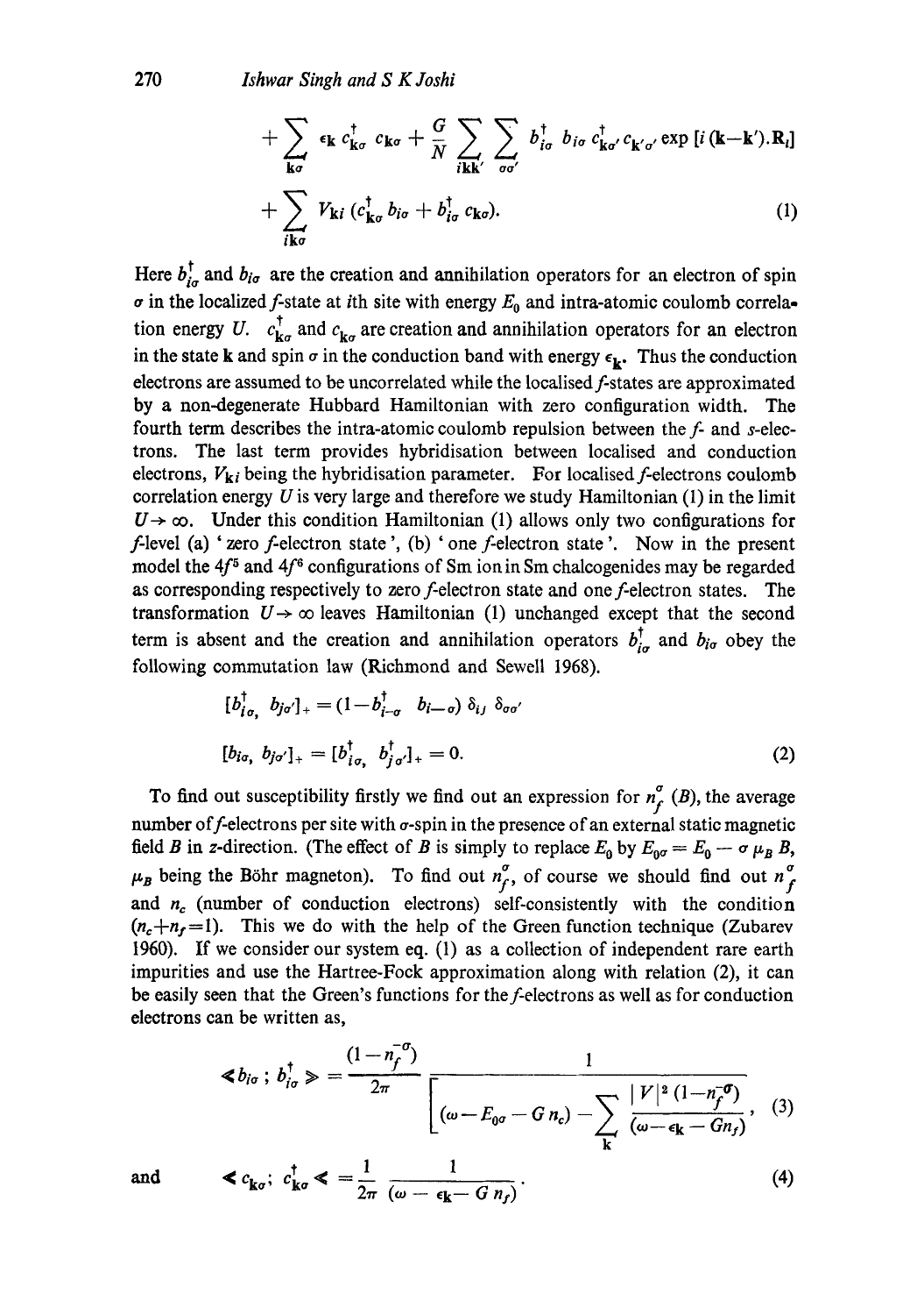$$
+\sum_{\mathbf{k}\sigma} \epsilon_{\mathbf{k}}\, c^{\dagger}_{\mathbf{k}\sigma}\, c_{\mathbf{k}\sigma} + \frac{G}{N} \sum_{i\mathbf{k}\mathbf{k}'} \sum_{\sigma\sigma'} b^{\dagger}_{i\sigma}\, b_{i\sigma}\, c^{\dagger}_{\mathbf{k}\sigma'}\, c_{\mathbf{k}'\sigma'} \exp\left[i\,(\mathbf{k}-\mathbf{k}').\mathbf{R}_i\right]
$$

$$
+\sum_{i\mathbf{k}\sigma} V_{\mathbf{k}i}\,(c^{\dagger}_{\mathbf{k}\sigma}\, b_{i\sigma} + b^{\dagger}_{i\sigma}\, c_{\mathbf{k}\sigma}). \tag{1}
$$

Here $b^{\dagger}_{i\sigma}$ and $b_{i\sigma}$ are the creation and annihilation operators for an electron of spin $\sigma$ in the localized $f$-state at $i$th site with energy $E_0$ and intra-atomic coulomb correlation energy $U$. $c^{\dagger}_{\mathbf{k}\sigma}$ and $c_{\mathbf{k}\sigma}$ are creation and annihilation operators for an electron in the state $\mathbf{k}$ and spin $\sigma$ in the conduction band with energy $\epsilon_{\mathbf{k}}$. Thus the conduction electrons are assumed to be uncorrelated while the localised $f$-states are approximated by a non-degenerate Hubbard Hamiltonian with zero configuration width. The fourth term describes the intra-atomic coulomb repulsion between the $f$- and $s$-electrons. The last term provides hybridisation between localised and conduction electrons, $V_{\mathbf{k}i}$ being the hybridisation parameter. For localised $f$-electrons coulomb correlation energy $U$ is very large and therefore we study Hamiltonian (1) in the limit $U \to \infty$. Under this condition Hamiltonian (1) allows only two configurations for $f$-level (a) 'zero $f$-electron state', (b) 'one $f$-electron state'. Now in the present model the $4f^5$ and $4f^6$ configurations of Sm ion in Sm chalcogenides may be regarded as corresponding respectively to zero $f$-electron state and one $f$-electron states. The transformation $U \to \infty$ leaves Hamiltonian (1) unchanged except that the second term is absent and the creation and annihilation operators $b^{\dagger}_{i\sigma}$ and $b_{i\sigma}$ obey the following commutation law (Richmond and Sewell 1968).

$$
[b^{\dagger}_{i\sigma},\, b_{j\sigma'}]_{+} = (1 - b^{\dagger}_{i-\sigma}\; b_{i-\sigma})\, \delta_{ij}\, \delta_{\sigma\sigma'}
$$

$$
[b_{i\sigma},\, b_{j\sigma'}]_{+} = [b^{\dagger}_{i\sigma},\, b^{\dagger}_{j\sigma'}]_{+} = 0. \tag{2}
$$

To find out susceptibility firstly we find out an expression for $n^{\sigma}_{f}(B)$, the average number of $f$-electrons per site with $\sigma$-spin in the presence of an external static magnetic field $B$ in $z$-direction. (The effect of $B$ is simply to replace $E_0$ by $E_{0\sigma} = E_0 - \sigma\, \mu_B\, B$, $\mu_B$ being the Böhr magneton). To find out $n^{\sigma}_{f}$, of course we should find out $n^{\sigma}_{f}$ and $n_c$ (number of conduction electrons) self-consistently with the condition $(n_c + n_f = 1)$. This we do with the help of the Green function technique (Zubarev 1960). If we consider our system eq. (1) as a collection of independent rare earth impurities and use the Hartree-Fock approximation along with relation (2), it can be easily seen that the Green's functions for the $f$-electrons as well as for conduction electrons can be written as,

$$
\langle\langle b_{i\sigma}\,;\, b^{\dagger}_{i\sigma} \rangle\rangle = \frac{(1 - n^{-\sigma}_{f})}{2\pi}\; \frac{1}{\left[(\omega - E_{0\sigma} - G\, n_c) - \sum\limits_{\mathbf{k}} \dfrac{|V|^2\,(1 - n^{-\sigma}_{f})}{(\omega - \epsilon_{\mathbf{k}} - G n_f)}\right.}, \tag{3}
$$

and

$$
\langle\langle c_{\mathbf{k}\sigma};\, c^{\dagger}_{\mathbf{k}\sigma} \rangle\rangle = \frac{1}{2\pi}\, \frac{1}{(\omega - \epsilon_{\mathbf{k}} - G\, n_f)}. \tag{4}
$$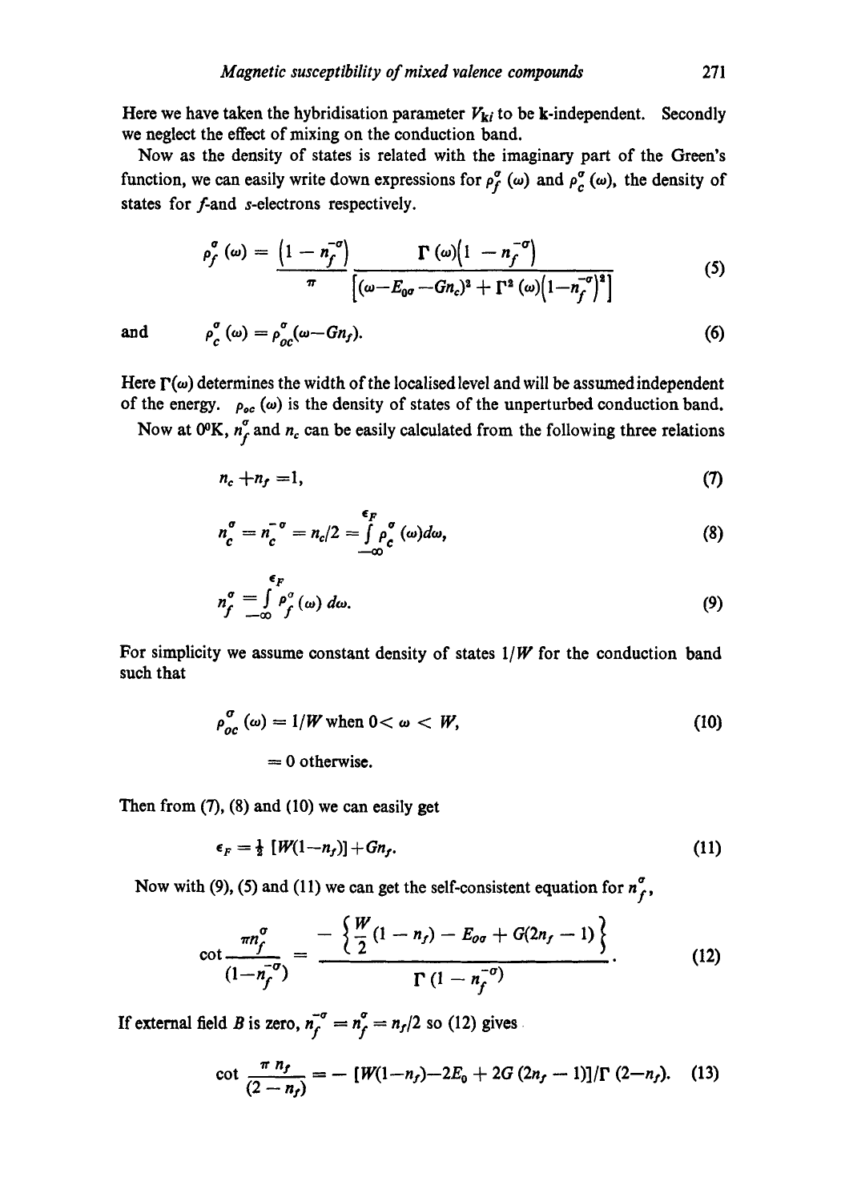Here we have taken the hybridisation parameter $V_{ki}$ to be **k**-independent. Secondly we neglect the effect of mixing on the conduction band.

Now as the density of states is related with the imaginary part of the Green's function, we can easily write down expressions for $\rho_f^\sigma(\omega)$ and $\rho_c^\sigma(\omega)$, the density of states for $f$-and $s$-electrons respectively.

$$\rho_f^\sigma(\omega) = \frac{\left(1 - n_f^{-\sigma}\right)}{\pi} \frac{\Gamma(\omega)\left(1 - n_f^{-\sigma}\right)}{\left[(\omega - E_{0\sigma} - Gn_c)^2 + \Gamma^2(\omega)\left(1 - n_f^{-\sigma}\right)^2\right]} \tag{5}$$

and

$$\rho_c^\sigma(\omega) = \rho_{oc}^\sigma(\omega - Gn_f). \tag{6}$$

Here $\Gamma(\omega)$ determines the width of the localised level and will be assumed independent of the energy. $\rho_{oc}(\omega)$ is the density of states of the unperturbed conduction band.

Now at 0°K, $n_f^\sigma$ and $n_c$ can be easily calculated from the following three relations

$$n_c + n_f = 1, \tag{7}$$

$$n_c^\sigma = n_c^{-\sigma} = n_c/2 = \int_{-\infty}^{\epsilon_F} \rho_c^\sigma(\omega) d\omega, \tag{8}$$

$$n_f^\sigma = \int_{-\infty}^{\epsilon_F} \rho_f^\sigma(\omega)\, d\omega. \tag{9}$$

For simplicity we assume constant density of states $1/W$ for the conduction band such that

$$\rho_{oc}^\sigma(\omega) = 1/W \text{ when } 0 < \omega < W, \tag{10}$$
$$= 0 \text{ otherwise.}$$

Then from (7), (8) and (10) we can easily get

$$\epsilon_F = \tfrac{1}{2}\,[W(1 - n_f)] + Gn_f. \tag{11}$$

Now with (9), (5) and (11) we can get the self-consistent equation for $n_f^\sigma$,

$$\cot \frac{\pi n_f^\sigma}{(1 - n_f^{-\sigma})} = \frac{-\left\{\frac{W}{2}(1 - n_f) - E_{0\sigma} + G(2n_f - 1)\right\}}{\Gamma(1 - n_f^{-\sigma})}. \tag{12}$$

If external field $B$ is zero, $n_f^{-\sigma} = n_f^\sigma = n_f/2$ so (12) gives

$$\cot \frac{\pi n_f}{(2 - n_f)} = -\,[W(1 - n_f) - 2E_0 + 2G(2n_f - 1)]/\Gamma(2 - n_f). \tag{13}$$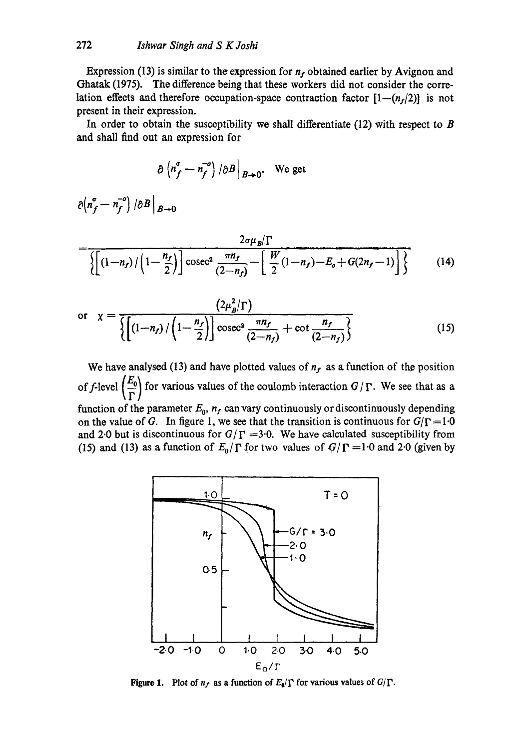Expression (13) is similar to the expression for $n_f$ obtained earlier by Avignon and Ghatak (1975). The difference being that these workers did not consider the correlation effects and therefore occupation-space contraction factor $[1-(n_f/2)]$ is not present in their expression.

In order to obtain the susceptibility we shall differentiate (12) with respect to $B$ and shall find out an expression for

$$\partial\left(n_f^{\sigma}-n_f^{-\sigma}\right)/\partial B\Big|_{B\to 0}.$$ We get

$$\partial\left(n_f^{\sigma}-n_f^{-\sigma}\right)/\partial B\Big|_{B\to 0}$$

$$=\frac{2\sigma\mu_B/\Gamma}{\left\{\left[(1-n_f)/\left(1-\frac{n_f}{2}\right)\right]\operatorname{cosec}^2\frac{\pi n_f}{(2-n_f)}-\left[\frac{W}{2}(1-n_f)-E_o+G(2n_f-1)\right]\right\}}\tag{14}$$

$$\text{or}\quad \chi=\frac{\left(2\mu_B^2/\Gamma\right)}{\left\{\left[(1-n_f)/\left(1-\frac{n_f}{2}\right)\right]\operatorname{cosec}^2\frac{\pi n_f}{(2-n_f)}+\cot\frac{n_f}{(2-n_f)}\right\}}\tag{15}$$

We have analysed (13) and have plotted values of $n_f$ as a function of the position of $f$-level $\left(\frac{E_0}{\Gamma}\right)$ for various values of the coulomb interaction $G/\Gamma$. We see that as a function of the parameter $E_0$, $n_f$ can vary continuously or discontinuously depending on the value of $G$. In figure 1, we see that the transition is continuous for $G/\Gamma=1{\cdot}0$ and $2{\cdot}0$ but is discontinuous for $G/\Gamma=3{\cdot}0$. We have calculated susceptibility from (15) and (13) as a function of $E_0/\Gamma$ for two values of $G/\Gamma=1{\cdot}0$ and $2{\cdot}0$ (given by

**Figure 1.** Plot of $n_f$ as a function of $E_0/\Gamma$ for various values of $G/\Gamma$.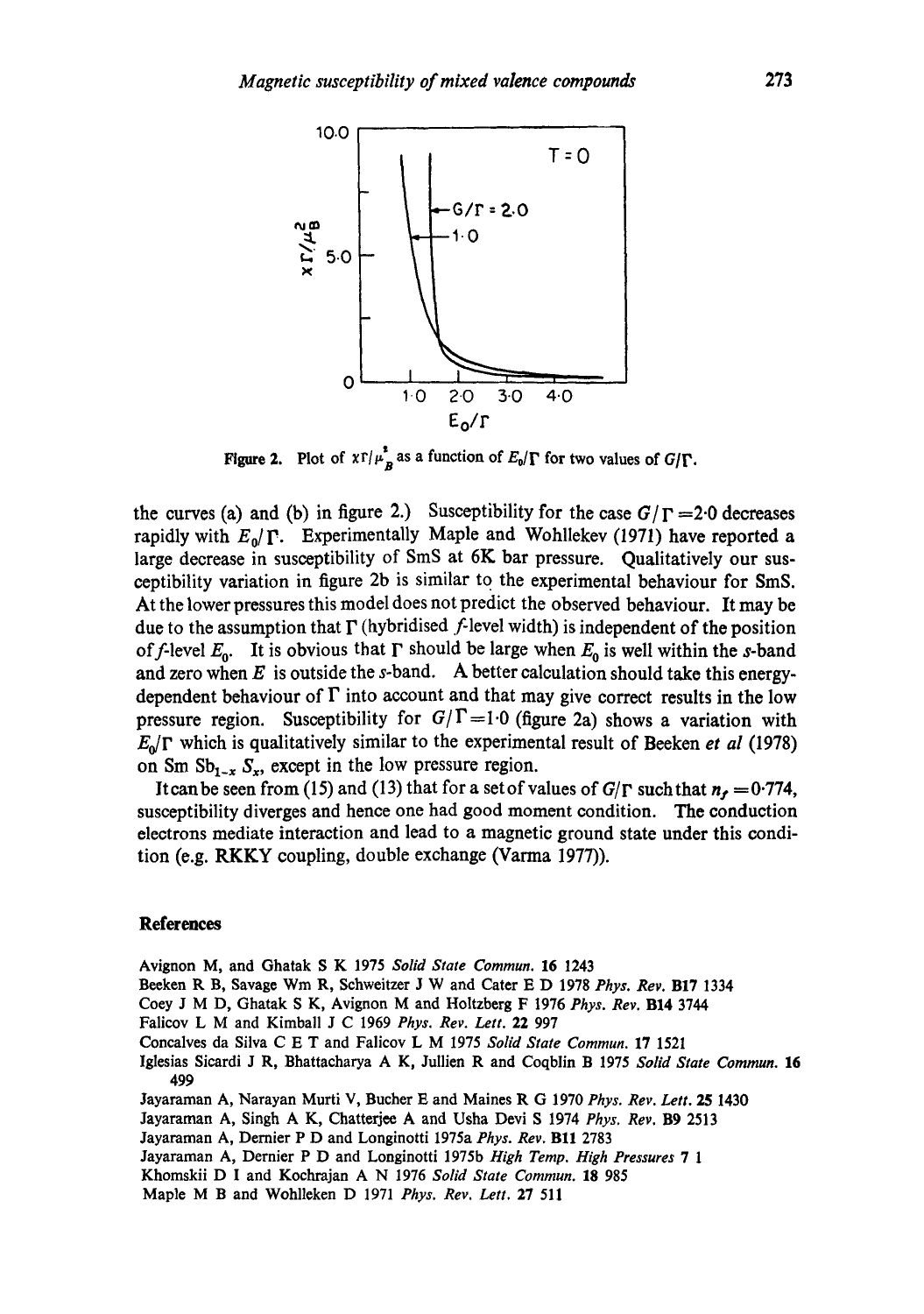Figure 2. Plot of $\chi\Gamma/\mu_B^2$ as a function of $E_0/\Gamma$ for two values of $G/\Gamma$.

the curves (a) and (b) in figure 2.) Susceptibility for the case $G/\Gamma = 2{\cdot}0$ decreases rapidly with $E_0/\Gamma$. Experimentally Maple and Wohllekev (1971) have reported a large decrease in susceptibility of SmS at 6K bar pressure. Qualitatively our susceptibility variation in figure 2b is similar to the experimental behaviour for SmS. At the lower pressures this model does not predict the observed behaviour. It may be due to the assumption that $\Gamma$ (hybridised $f$-level width) is independent of the position of $f$-level $E_0$. It is obvious that $\Gamma$ should be large when $E_0$ is well within the $s$-band and zero when $E$ is outside the $s$-band. A better calculation should take this energy-dependent behaviour of $\Gamma$ into account and that may give correct results in the low pressure region. Susceptibility for $G/\Gamma = 1{\cdot}0$ (figure 2a) shows a variation with $E_0/\Gamma$ which is qualitatively similar to the experimental result of Beeken *et al* (1978) on Sm $Sb_{1-x}$ $S_x$, except in the low pressure region.

It can be seen from (15) and (13) that for a set of values of $G/\Gamma$ such that $n_f = 0{\cdot}774$, susceptibility diverges and hence one had good moment condition. The conduction electrons mediate interaction and lead to a magnetic ground state under this condition (e.g. RKKY coupling, double exchange (Varma 1977)).

## References

Avignon M, and Ghatak S K 1975 *Solid State Commun.* **16** 1243

Beeken R B, Savage Wm R, Schweitzer J W and Cater E D 1978 *Phys. Rev.* **B17** 1334

Coey J M D, Ghatak S K, Avignon M and Holtzberg F 1976 *Phys. Rev.* **B14** 3744

Falicov L M and Kimball J C 1969 *Phys. Rev. Lett.* **22** 997

Concalves da Silva C E T and Falicov L M 1975 *Solid State Commun.* **17** 1521

Iglesias Sicardi J R, Bhattacharya A K, Jullien R and Coqblin B 1975 *Solid State Commun.* **16** 499

Jayaraman A, Narayan Murti V, Bucher E and Maines R G 1970 *Phys. Rev. Lett.* **25** 1430

Jayaraman A, Singh A K, Chatterjee A and Usha Devi S 1974 *Phys. Rev.* **B9** 2513

Jayaraman A, Dernier P D and Longinotti 1975a *Phys. Rev.* **B11** 2783

Jayaraman A, Dernier P D and Longinotti 1975b *High Temp. High Pressures* **7** 1

Khomskii D I and Kochrajan A N 1976 *Solid State Commun.* **18** 985

Maple M B and Wohlleken D 1971 *Phys. Rev. Lett.* **27** 511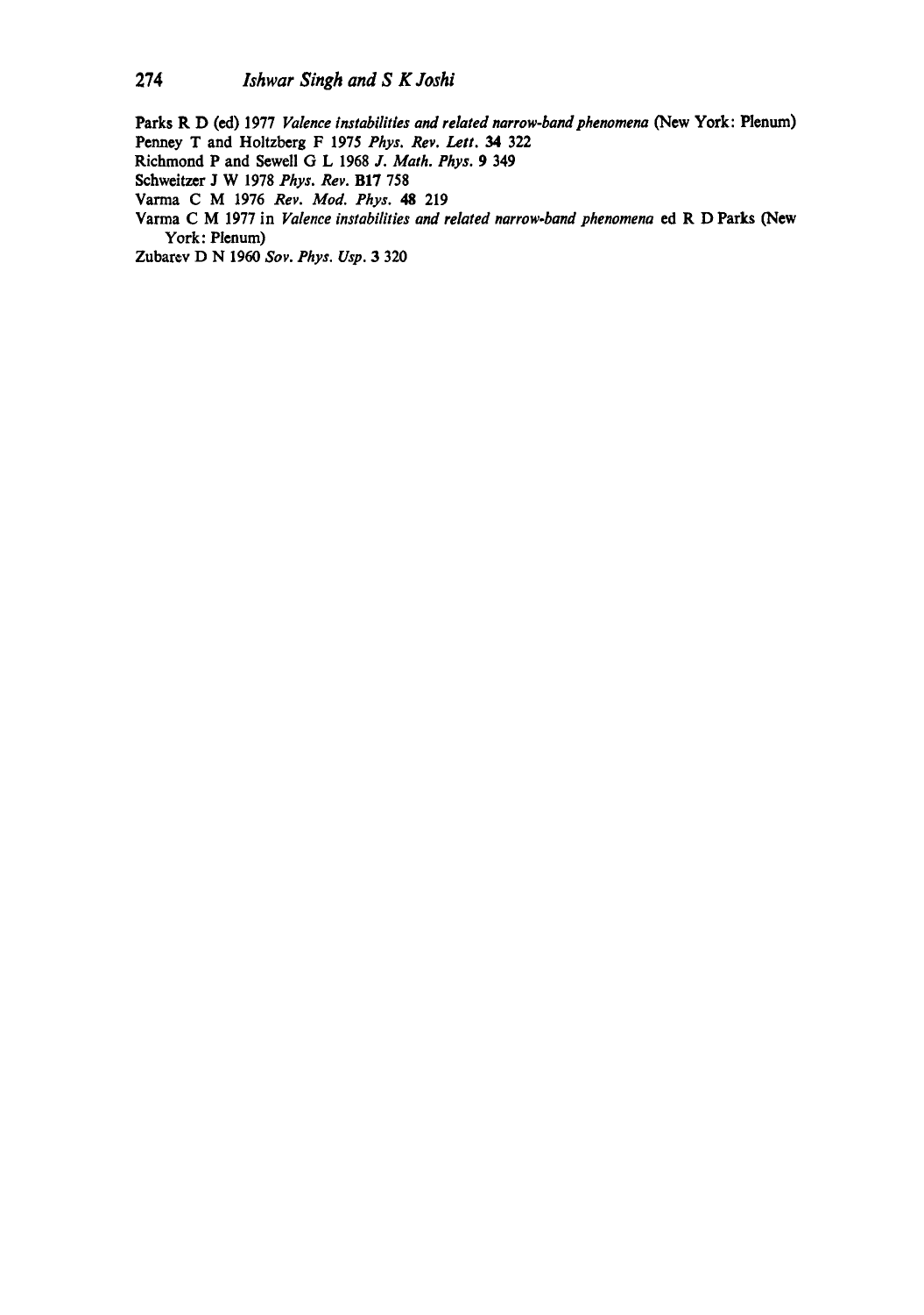Parks R D (ed) 1977 *Valence instabilities and related narrow-band phenomena* (New York: Plenum)

Penney T and Holtzberg F 1975 *Phys. Rev. Lett.* **34** 322

Richmond P and Sewell G L 1968 *J. Math. Phys.* **9** 349

Schweitzer J W 1978 *Phys. Rev.* **B17** 758

Varma C M 1976 *Rev. Mod. Phys.* **48** 219

Varma C M 1977 in *Valence instabilities and related narrow-band phenomena* ed R D Parks (New York: Plenum)

Zubarev D N 1960 *Sov. Phys. Usp.* **3** 320